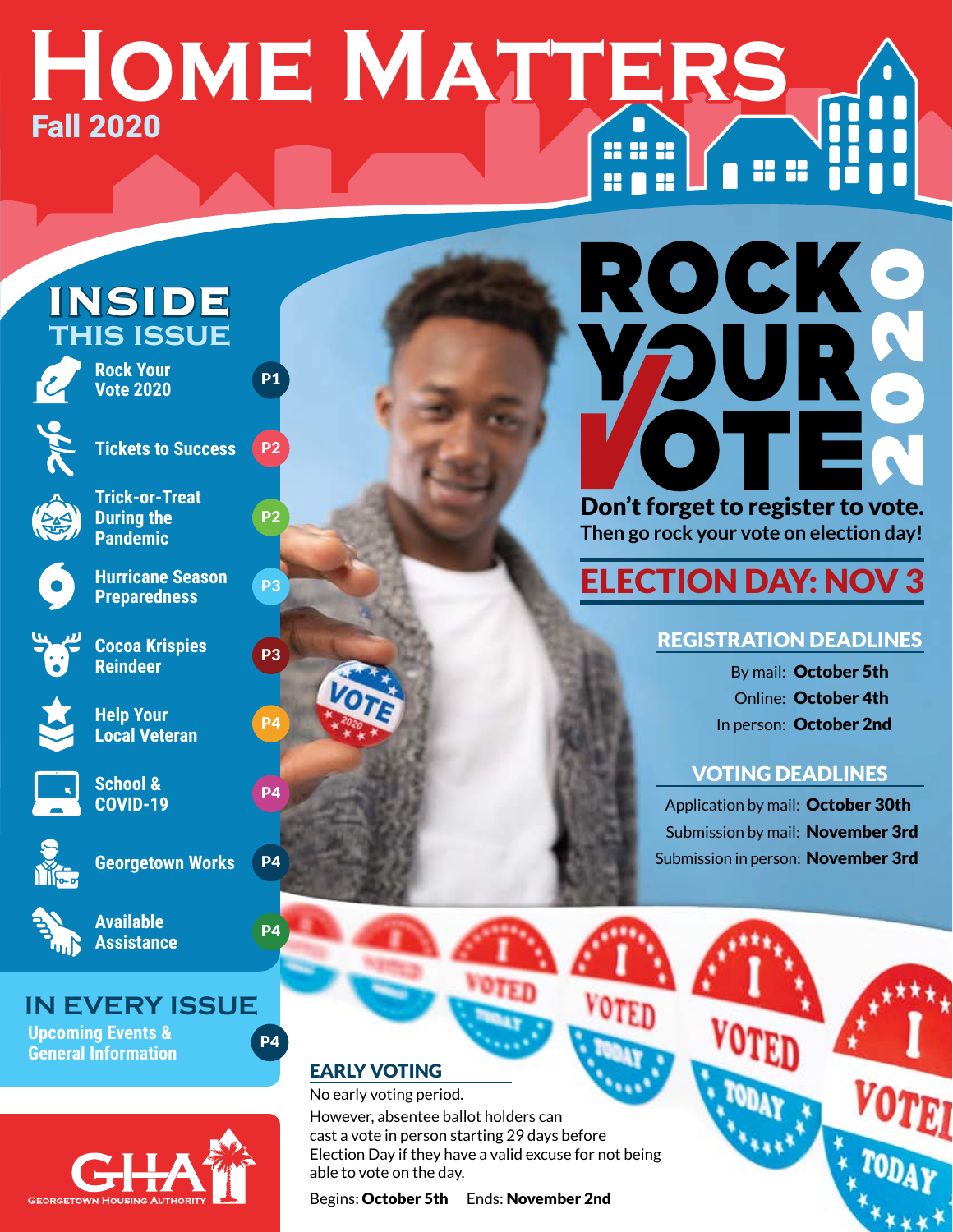# HOME MATTERS

**Fall 2020**

## INSIDE THIS ISSUE

| | |
|---|---|
| Rock Your Vote 2020 | P1 |
| Tickets to Success | P2 |
| Trick-or-Treat During the Pandemic | P2 |
| Hurricane Season Preparedness | P3 |
| Cocoa Krispies Reindeer | P3 |
| Help Your Local Veteran | P4 |
| School & COVID-19 | P4 |
| Georgetown Works | P4 |
| Available Assistance | P4 |

## IN EVERY ISSUE

| | |
|---|---|
| Upcoming Events & General Information | P4 |

GHA — GEORGETOWN HOUSING AUTHORITY

# ROCK YOUR VOTE 2020

**Don't forget to register to vote.**
**Then go rock your vote on election day!**

## ELECTION DAY: NOV 3

### REGISTRATION DEADLINES

By mail: **October 5th**
Online: **October 4th**
In person: **October 2nd**

### VOTING DEADLINES

Application by mail: **October 30th**
Submission by mail: **November 3rd**
Submission in person: **November 3rd**

### EARLY VOTING

No early voting period.

However, absentee ballot holders can cast a vote in person starting 29 days before Election Day if they have a valid excuse for not being able to vote on the day.

Begins: **October 5th** Ends: **November 2nd**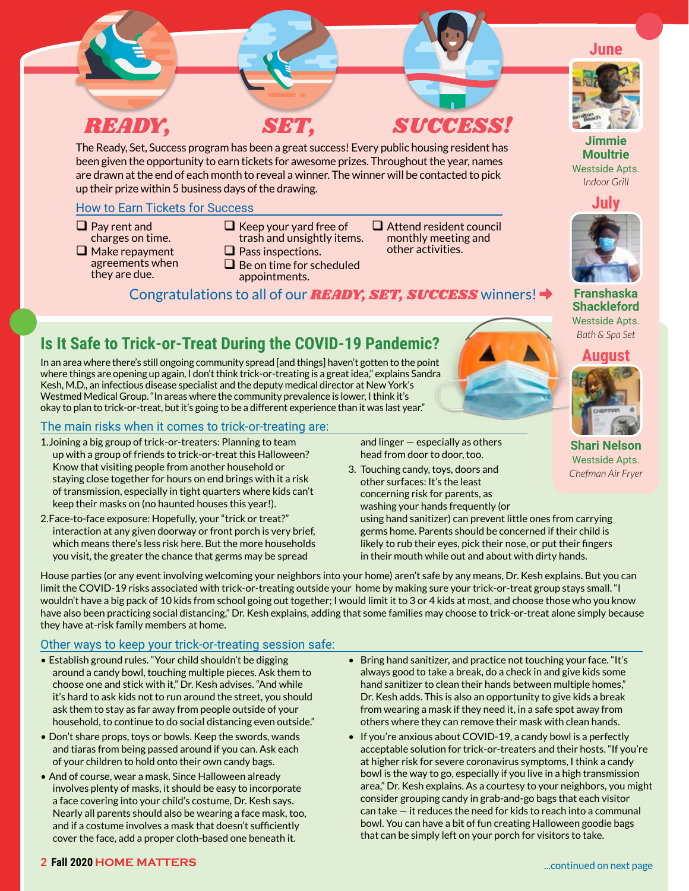# READY, SET, SUCCESS!

The Ready, Set, Success program has been a great success! Every public housing resident has been given the opportunity to earn tickets for awesome prizes. Throughout the year, names are drawn at the end of each month to reveal a winner. The winner will be contacted to pick up their prize within 5 business days of the drawing.

### How to Earn Tickets for Success

- ❑ Pay rent and charges on time.
- ❑ Make repayment agreements when they are due.
- ❑ Keep your yard free of trash and unsightly items.
- ❑ Pass inspections.
- ❑ Be on time for scheduled appointments.
- ❑ Attend resident council monthly meeting and other activities.

Congratulations to all of our ***READY, SET, SUCCESS*** winners! ➡

**June**

**Jimmie Moultrie**
Westside Apts.
*Indoor Grill*

**July**

**Franshaska Shackleford**
Westside Apts.
*Bath & Spa Set*

**August**

**Shari Nelson**
Westside Apts.
*Chefman Air Fryer*

## Is It Safe to Trick-or-Treat During the COVID-19 Pandemic?

In an area where there's still ongoing community spread [and things] haven't gotten to the point where things are opening up again, I don't think trick-or-treating is a great idea," explains Sandra Kesh, M.D., an infectious disease specialist and the deputy medical director at New York's Westmed Medical Group. "In areas where the community prevalence is lower, I think it's okay to plan to trick-or-treat, but it's going to be a different experience than it was last year."

### The main risks when it comes to trick-or-treating are:

1. Joining a big group of trick-or-treaters: Planning to team up with a group of friends to trick-or-treat this Halloween? Know that visiting people from another household or staying close together for hours on end brings with it a risk of transmission, especially in tight quarters where kids can't keep their masks on (no haunted houses this year!).
2. Face-to-face exposure: Hopefully, your "trick or treat?" interaction at any given doorway or front porch is very brief, which means there's less risk here. But the more households you visit, the greater the chance that germs may be spread and linger — especially as others head from door to door, too.
3. Touching candy, toys, doors and other surfaces: It's the least concerning risk for parents, as washing your hands frequently (or using hand sanitizer) can prevent little ones from carrying germs home. Parents should be concerned if their child is likely to rub their eyes, pick their nose, or put their fingers in their mouth while out and about with dirty hands.

House parties (or any event involving welcoming your neighbors into your home) aren't safe by any means, Dr. Kesh explains. But you can limit the COVID-19 risks associated with trick-or-treating outside your home by making sure your trick-or-treat group stays small. "I wouldn't have a big pack of 10 kids from school going out together; I would limit it to 3 or 4 kids at most, and choose those who you know have also been practicing social distancing," Dr. Kesh explains, adding that some families may choose to trick-or-treat alone simply because they have at-risk family members at home.

### Other ways to keep your trick-or-treating session safe:

- Establish ground rules. "Your child shouldn't be digging around a candy bowl, touching multiple pieces. Ask them to choose one and stick with it," Dr. Kesh advises. "And while it's hard to ask kids not to run around the street, you should ask them to stay as far away from people outside of your household, to continue to do social distancing even outside."
- Don't share props, toys or bowls. Keep the swords, wands and tiaras from being passed around if you can. Ask each of your children to hold onto their own candy bags.
- And of course, wear a mask. Since Halloween already involves plenty of masks, it should be easy to incorporate a face covering into your child's costume, Dr. Kesh says. Nearly all parents should also be wearing a face mask, too, and if a costume involves a mask that doesn't sufficiently cover the face, add a proper cloth-based one beneath it.
- Bring hand sanitizer, and practice not touching your face. "It's always good to take a break, do a check in and give kids some hand sanitizer to clean their hands between multiple homes," Dr. Kesh adds. This is also an opportunity to give kids a break from wearing a mask if they need it, in a safe spot away from others where they can remove their mask with clean hands.
- If you're anxious about COVID-19, a candy bowl is a perfectly acceptable solution for trick-or-treaters and their hosts. "If you're at higher risk for severe coronavirus symptoms, I think a candy bowl is the way to go, especially if you live in a high transmission area," Dr. Kesh explains. As a courtesy to your neighbors, you might consider grouping candy in grab-and-go bags that each visitor can take — it reduces the need for kids to reach into a communal bowl. You can have a bit of fun creating Halloween goodie bags that can be simply left on your porch for visitors to take.

...continued on next page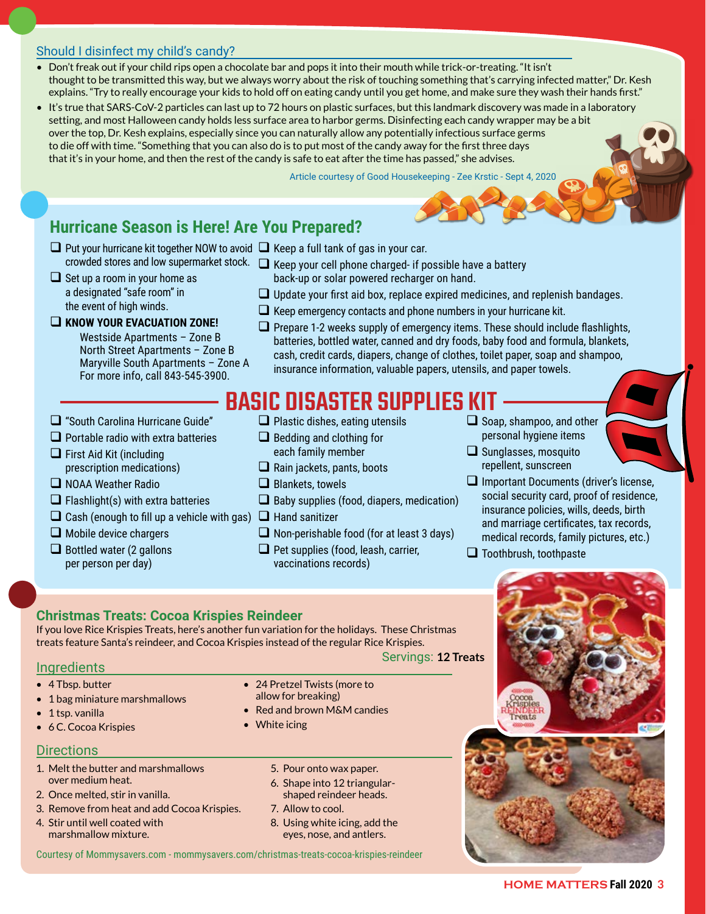## Should I disinfect my child's candy?

- Don't freak out if your child rips open a chocolate bar and pops it into their mouth while trick-or-treating. "It isn't thought to be transmitted this way, but we always worry about the risk of touching something that's carrying infected matter," Dr. Kesh explains. "Try to really encourage your kids to hold off on eating candy until you get home, and make sure they wash their hands first."
- It's true that SARS-CoV-2 particles can last up to 72 hours on plastic surfaces, but this landmark discovery was made in a laboratory setting, and most Halloween candy holds less surface area to harbor germs. Disinfecting each candy wrapper may be a bit over the top, Dr. Kesh explains, especially since you can naturally allow any potentially infectious surface germs to die off with time. "Something that you can also do is to put most of the candy away for the first three days that it's in your home, and then the rest of the candy is safe to eat after the time has passed," she advises.

Article courtesy of Good Housekeeping - Zee Krstic - Sept 4, 2020

## Hurricane Season is Here! Are You Prepared?

- ❑ Put your hurricane kit together NOW to avoid crowded stores and low supermarket stock.
- ❑ Set up a room in your home as a designated "safe room" in the event of high winds.
- ❑ **KNOW YOUR EVACUATION ZONE!**
  - Westside Apartments – Zone B
  - North Street Apartments – Zone B
  - Maryville South Apartments – Zone A
  - For more info, call 843-545-3900.
- ❑ Keep a full tank of gas in your car.
- ❑ Keep your cell phone charged- if possible have a battery back-up or solar powered recharger on hand.
- ❑ Update your first aid box, replace expired medicines, and replenish bandages.
- ❑ Keep emergency contacts and phone numbers in your hurricane kit.
- ❑ Prepare 1-2 weeks supply of emergency items. These should include flashlights, batteries, bottled water, canned and dry foods, baby food and formula, blankets, cash, credit cards, diapers, change of clothes, toilet paper, soap and shampoo, insurance information, valuable papers, utensils, and paper towels.

## BASIC DISASTER SUPPLIES KIT

- ❑ "South Carolina Hurricane Guide"
- ❑ Portable radio with extra batteries
- ❑ First Aid Kit (including prescription medications)
- ❑ NOAA Weather Radio
- ❑ Flashlight(s) with extra batteries
- ❑ Cash (enough to fill up a vehicle with gas)
- ❑ Mobile device chargers
- ❑ Bottled water (2 gallons per person per day)
- ❑ Plastic dishes, eating utensils
- ❑ Bedding and clothing for each family member
- ❑ Rain jackets, pants, boots
- ❑ Blankets, towels
- ❑ Baby supplies (food, diapers, medication)
- ❑ Hand sanitizer
- ❑ Non-perishable food (for at least 3 days)
- ❑ Pet supplies (food, leash, carrier, vaccinations records)
- ❑ Soap, shampoo, and other personal hygiene items
- ❑ Sunglasses, mosquito repellent, sunscreen
- ❑ Important Documents (driver's license, social security card, proof of residence, insurance policies, wills, deeds, birth and marriage certificates, tax records, medical records, family pictures, etc.)
- ❑ Toothbrush, toothpaste

## Christmas Treats: Cocoa Krispies Reindeer

If you love Rice Krispies Treats, here's another fun variation for the holidays. These Christmas treats feature Santa's reindeer, and Cocoa Krispies instead of the regular Rice Krispies.

Servings: **12 Treats**

### Ingredients

- 4 Tbsp. butter
- 1 bag miniature marshmallows
- 1 tsp. vanilla
- 6 C. Cocoa Krispies
- 24 Pretzel Twists (more to allow for breaking)
- Red and brown M&M candies
- White icing

### Directions

1. Melt the butter and marshmallows over medium heat.
2. Once melted, stir in vanilla.
3. Remove from heat and add Cocoa Krispies.
4. Stir until well coated with marshmallow mixture.
5. Pour onto wax paper.
6. Shape into 12 triangular-shaped reindeer heads.
7. Allow to cool.
8. Using white icing, add the eyes, nose, and antlers.

Courtesy of Mommysavers.com - mommysavers.com/christmas-treats-cocoa-krispies-reindeer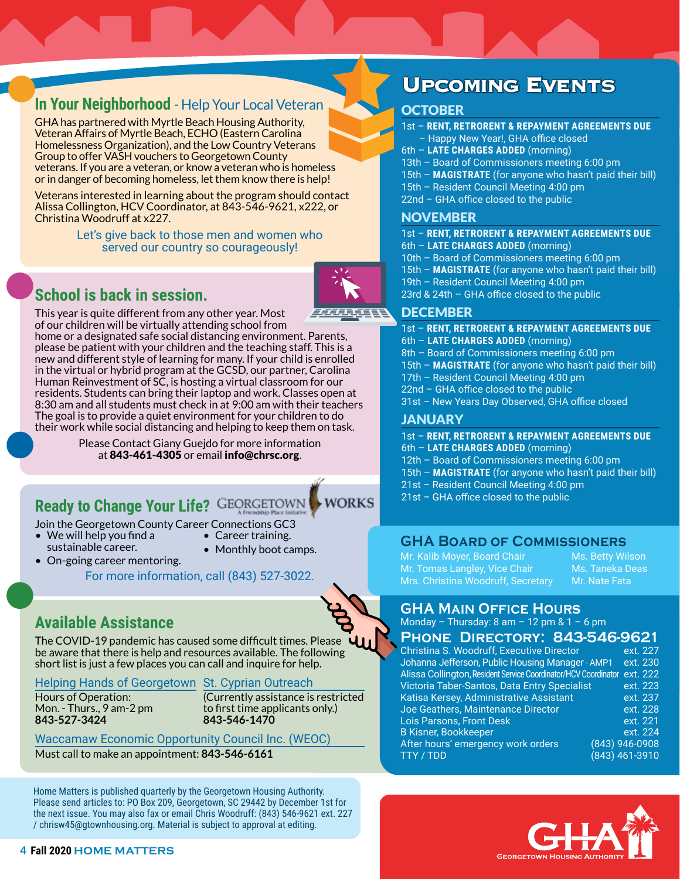## In Your Neighborhood - Help Your Local Veteran

GHA has partnered with Myrtle Beach Housing Authority, Veteran Affairs of Myrtle Beach, ECHO (Eastern Carolina Homelessness Organization), and the Low Country Veterans Group to offer VASH vouchers to Georgetown County veterans. If you are a veteran, or know a veteran who is homeless or in danger of becoming homeless, let them know there is help!

Veterans interested in learning about the program should contact Alissa Collington, HCV Coordinator, at 843-546-9621, x222, or Christina Woodruff at x227.

Let's give back to those men and women who served our country so courageously!

## School is back in session.

This year is quite different from any other year. Most of our children will be virtually attending school from home or a designated safe social distancing environment. Parents, please be patient with your children and the teaching staff. This is a new and different style of learning for many. If your child is enrolled in the virtual or hybrid program at the GCSD, our partner, Carolina Human Reinvestment of SC, is hosting a virtual classroom for our residents. Students can bring their laptop and work. Classes open at 8:30 am and all students must check in at 9:00 am with their teachers The goal is to provide a quiet environment for your children to do their work while social distancing and helping to keep them on task.

Please Contact Giany Guejdo for more information at **843-461-4305** or email **info@chrsc.org**.

## Ready to Change Your Life?

GEORGETOWN WORKS
A Friendship Place Initiative

Join the Georgetown County Career Connections GC3

- We will help you find a sustainable career.
- On-going career mentoring.
- Career training.
- Monthly boot camps.

For more information, call (843) 527-3022.

## Available Assistance

The COVID-19 pandemic has caused some difficult times. Please be aware that there is help and resources available. The following short list is just a few places you can call and inquire for help.

**Helping Hands of Georgetown**
Hours of Operation:
Mon. - Thurs., 9 am-2 pm
**843-527-3424**

**St. Cyprian Outreach**
(Currently assistance is restricted to first time applicants only.)
**843-546-1470**

**Waccamaw Economic Opportunity Council Inc. (WEOC)**
Must call to make an appointment: **843-546-6161**

Home Matters is published quarterly by the Georgetown Housing Authority. Please send articles to: PO Box 209, Georgetown, SC 29442 by December 1st for the next issue. You may also fax or email Chris Woodruff: (843) 546-9621 ext. 227 / chrisw45@gtownhousing.org. Material is subject to approval at editing.

# Upcoming Events

### OCTOBER

1st – **RENT, RETRORENT & REPAYMENT AGREEMENTS DUE**
– Happy New Year!, GHA office closed
6th – **LATE CHARGES ADDED** (morning)
13th – Board of Commissioners meeting 6:00 pm
15th – **MAGISTRATE** (for anyone who hasn't paid their bill)
15th – Resident Council Meeting 4:00 pm
22nd – GHA office closed to the public

### NOVEMBER

1st – **RENT, RETRORENT & REPAYMENT AGREEMENTS DUE**
6th – **LATE CHARGES ADDED** (morning)
10th – Board of Commissioners meeting 6:00 pm
15th – **MAGISTRATE** (for anyone who hasn't paid their bill)
19th – Resident Council Meeting 4:00 pm
23rd & 24th – GHA office closed to the public

### DECEMBER

1st – **RENT, RETRORENT & REPAYMENT AGREEMENTS DUE**
6th – **LATE CHARGES ADDED** (morning)
8th – Board of Commissioners meeting 6:00 pm
15th – **MAGISTRATE** (for anyone who hasn't paid their bill)
17th – Resident Council Meeting 4:00 pm
22nd – GHA office closed to the public
31st – New Years Day Observed, GHA office closed

### JANUARY

1st – **RENT, RETRORENT & REPAYMENT AGREEMENTS DUE**
6th – **LATE CHARGES ADDED** (morning)
12th – Board of Commissioners meeting 6:00 pm
15th – **MAGISTRATE** (for anyone who hasn't paid their bill)
21st – Resident Council Meeting 4:00 pm
21st – GHA office closed to the public

## GHA Board of Commissioners

Mr. Kalib Moyer, Board Chair
Mr. Tomas Langley, Vice Chair
Mrs. Christina Woodruff, Secretary
Ms. Betty Wilson
Ms. Taneka Deas
Mr. Nate Fata

## GHA Main Office Hours

Monday – Thursday: 8 am – 12 pm & 1 – 6 pm

## Phone Directory: 843-546-9621

| | |
|---|---|
| Christina S. Woodruff, Executive Director | ext. 227 |
| Johanna Jefferson, Public Housing Manager - AMP1 | ext. 230 |
| Alissa Collington, Resident Service Coordinator/HCV Coordinator | ext. 222 |
| Victoria Taber-Santos, Data Entry Specialist | ext. 223 |
| Katisa Kersey, Administrative Assistant | ext. 237 |
| Joe Geathers, Maintenance Director | ext. 228 |
| Lois Parsons, Front Desk | ext. 221 |
| B Kisner, Bookkeeper | ext. 224 |
| After hours' emergency work orders | (843) 946-0908 |
| TTY / TDD | (843) 461-3910 |

GHA
GEORGETOWN HOUSING AUTHORITY